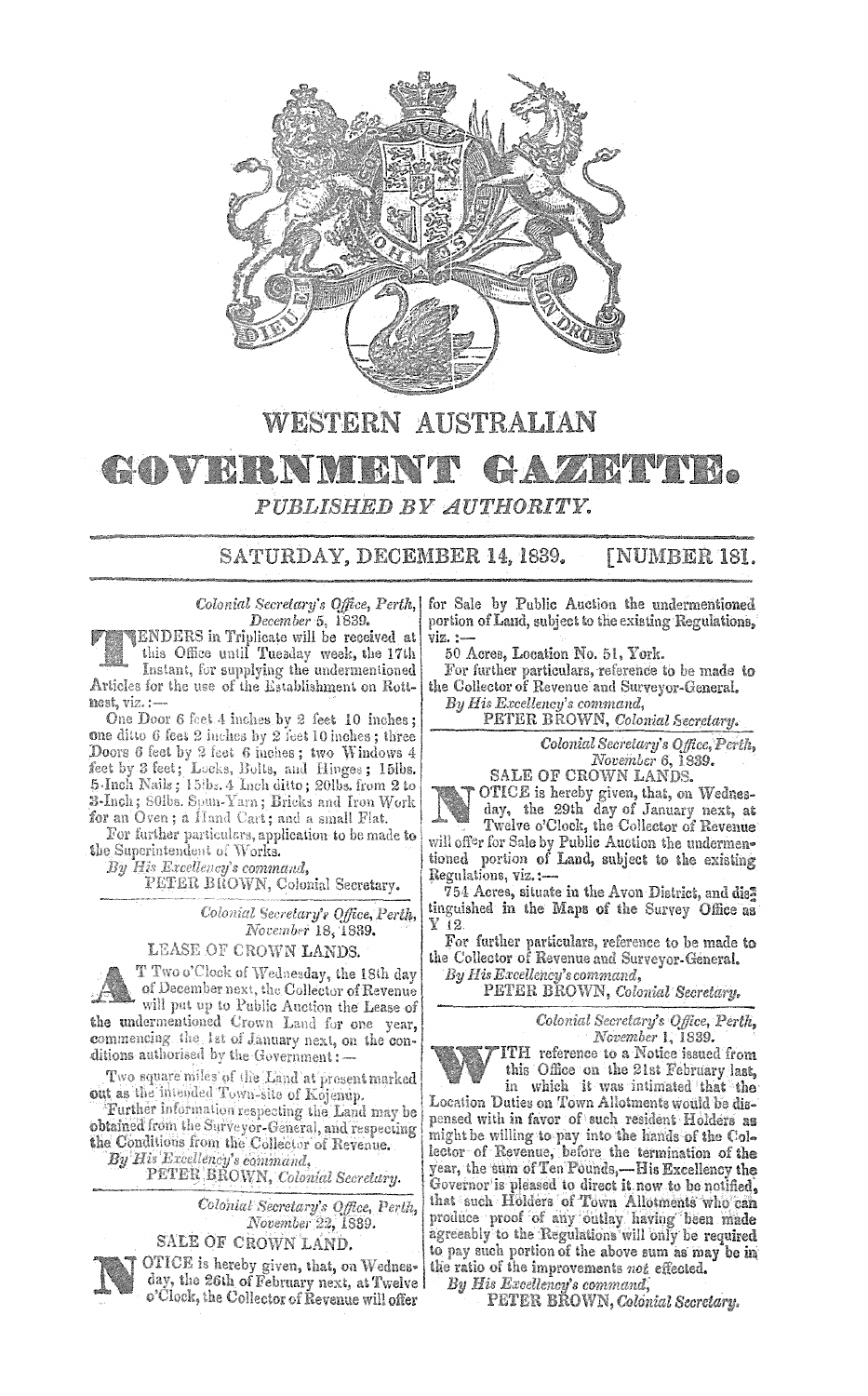# WESTERN AUSTRALIAN

# GOVERNMENT GAZETTE.

*PUBLISHED BY AUTHORITY.*

SATURDAY, DECEMBER 14, 1839. [NUMBER 181.

---

*Colonial Secretary's Office, Perth,*
*December 5, 1839.*

TENDERS in Triplicate will be received at this Office until Tuesday week, the 17th Instant, for supplying the undermentioned Articles for the use of the Establishment on Rottnest, viz.:—

One Door 6 feet 4 inches by 2 feet 10 inches; one ditto 6 feet 2 inches by 2 feet 10 inches; three Doors 6 feet by 2 feet 6 inches; two Windows 4 feet by 3 feet; Locks, Bolts, and Hinges; 15lbs. 5-Inch Nails; 15lbs. 4 Inch ditto; 20lbs. from 2 to 3-Inch; 80lbs. Spun-Yarn; Bricks and Iron Work for an Oven; a Hand Cart; and a small Flat.

For further particulars, application to be made to the Superintendent of Works.

*By His Excellency's command,*
PETER BROWN, Colonial Secretary.

---

*Colonial Secretary's Office, Perth,*
*November 18, 1839.*

LEASE OF CROWN LANDS.

AT Two o'Clock of Wednesday, the 18th day of December next, the Collector of Revenue will put up to Public Auction the Lease of the undermentioned Crown Land for one year, commencing the 1st of January next, on the conditions authorised by the Government:—

Two square miles of the Land at present marked out as the intended Town-site of Kojenup.

Further information respecting the Land may be obtained from the Surveyor-General, and respecting the Conditions from the Collector of Revenue.

*By His Excellency's command,*
PETER BROWN, *Colonial Secretary.*

---

*Colonial Secretary's Office, Perth,*
*November 22, 1839.*

SALE OF CROWN LAND.

NOTICE is hereby given, that, on Wednesday, the 26th of February next, at Twelve o'Clock, the Collector of Revenue will offer for Sale by Public Auction the undermentioned portion of Land, subject to the existing Regulations, viz.:—

50 Acres, Location No. 51, York.

For further particulars, reference to be made to the Collector of Revenue and Surveyor-General.

*By His Excellency's command,*
PETER BROWN, *Colonial Secretary.*

---

*Colonial Secretary's Office, Perth,*
*November 6, 1839.*

SALE OF CROWN LANDS.

NOTICE is hereby given, that, on Wednesday, the 29th day of January next, at Twelve o'Clock, the Collector of Revenue will offer for Sale by Public Auction the undermentioned portion of Land, subject to the existing Regulations, viz.:—

754 Acres, situate in the Avon District, and distinguished in the Maps of the Survey Office as Y 12.

For further particulars, reference to be made to the Collector of Revenue and Surveyor-General.

*By His Excellency's command,*
PETER BROWN, *Colonial Secretary.*

---

*Colonial Secretary's Office, Perth,*
*November 1, 1839.*

WITH reference to a Notice issued from this Office on the 21st February last, in which it was intimated that the Location Duties on Town Allotments would be dispensed with in favor of such resident Holders as might be willing to pay into the hands of the Collector of Revenue, before the termination of the year, the sum of Ten Pounds,—His Excellency the Governor is pleased to direct it now to be notified, that such Holders of Town Allotments who can produce proof of any outlay having been made agreeably to the Regulations will only be required to pay such portion of the above sum as may be in the ratio of the improvements *not* effected.

*By His Excellency's command,*
PETER BROWN, *Colonial Secretary.*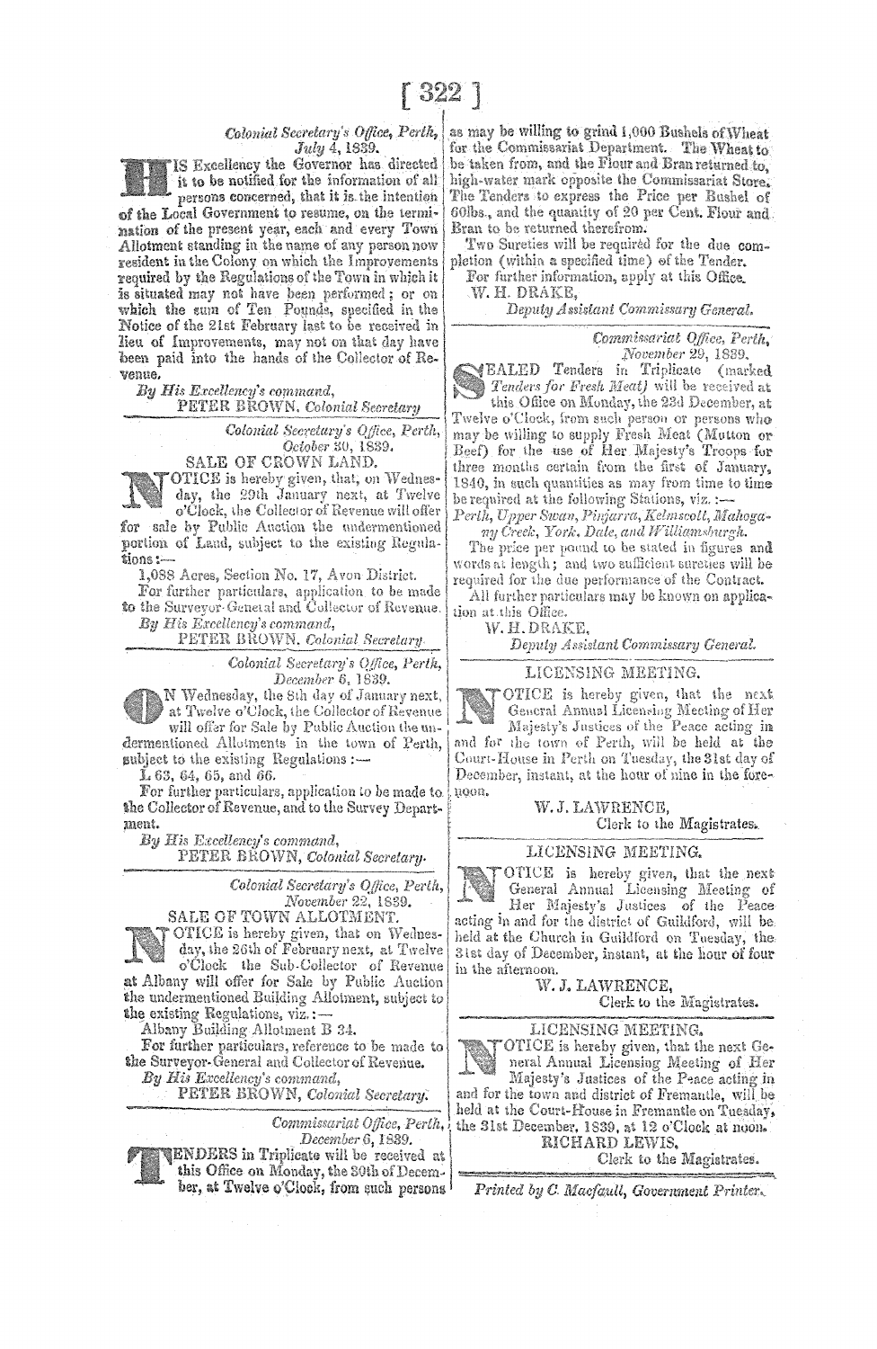*Colonial Secretary's Office, Perth, July 4, 1839.*

HIS Excellency the Governor has directed it to be notified for the information of all persons concerned, that it is the intention of the Local Government to resume, on the termination of the present year, each and every Town Allotment standing in the name of any person now resident in the Colony on which the Improvements required by the Regulations of the Town in which it is situated may not have been performed; or on which the sum of Ten Pounds, specified in the Notice of the 21st February last to be received in lieu of Improvements, may not on that day have been paid into the hands of the Collector of Revenue.

*By His Excellency's command,*
PETER BROWN, *Colonial Secretary*

---

*Colonial Secretary's Office, Perth, October 30, 1839.*

SALE OF CROWN LAND.

NOTICE is hereby given, that, on Wednesday, the 29th January next, at Twelve o'Clock, the Collector of Revenue will offer for sale by Public Auction the undermentioned portion of Land, subject to the existing Regulations:—

1,088 Acres, Section No. 17, Avon District.

For further particulars, application to be made to the Surveyor-General and Collector of Revenue.

*By His Excellency's command,*
PETER BROWN, *Colonial Secretary.*

---

*Colonial Secretary's Office, Perth, December 6, 1839.*

ON Wednesday, the 8th day of January next, at Twelve o'Clock, the Collector of Revenue will offer for Sale by Public Auction the undermentioned Allotments in the town of Perth, subject to the existing Regulations:—

L 63, 64, 65, and 66.

For further particulars, application to be made to the Collector of Revenue, and to the Survey Department.

*By His Excellency's command,*
PETER BROWN, *Colonial Secretary.*

---

*Colonial Secretary's Office, Perth, November 22, 1839.*

SALE OF TOWN ALLOTMENT.

NOTICE is hereby given, that on Wednesday, the 26th of February next, at Twelve o'Clock the Sub-Collector of Revenue at Albany will offer for Sale by Public Auction the undermentioned Building Allotment, subject to the existing Regulations, viz.:—

Albany Building Allotment B 34.

For further particulars, reference to be made to the Surveyor-General and Collector of Revenue.

*By His Excellency's command,*
PETER BROWN, *Colonial Secretary.*

---

*Commissariat Office, Perth, December 6, 1839.*

TENDERS in Triplicate will be received at this Office on Monday, the 30th of December, at Twelve o'Clock, from such persons as may be willing to grind 1,000 Bushels of Wheat for the Commissariat Department. The Wheat to be taken from, and the Flour and Bran returned to, high-water mark opposite the Commissariat Store. The Tenders to express the Price per Bushel of 60lbs., and the quantity of 20 per Cent. Flour and Bran to be returned therefrom.

Two Sureties will be required for the due completion (within a specified time) of the Tender.

For further information, apply at this Office.

W. H. DRAKE,
*Deputy Assistant Commissary General.*

---

*Commissariat Office, Perth, November 29, 1839.*

SEALED Tenders in Triplicate (marked *Tenders for Fresh Meat*) will be received at this Office on Monday, the 23d December, at Twelve o'Clock, from such person or persons who may be willing to supply Fresh Meat (Mutton or Beef) for the use of Her Majesty's Troops for three months certain from the first of January, 1840, in such quantities as may from time to time be required at the following Stations, viz.:—

*Perth, Upper Swan, Pinjarra, Kelmscott, Mahogany Creek, York, Dale, and Williamsburgh.*

The price per pound to be stated in figures and words at length; and two sufficient sureties will be required for the due performance of the Contract.

All further particulars may be known on application at this Office.

W. H. DRAKE,
*Deputy Assistant Commissary General.*

---

LICENSING MEETING.

NOTICE is hereby given, that the next General Annual Licensing Meeting of Her Majesty's Justices of the Peace acting in and for the town of Perth, will be held at the Court-House in Perth on Tuesday, the 31st day of December, instant, at the hour of nine in the forenoon.

W. J. LAWRENCE,
Clerk to the Magistrates.

---

LICENSING MEETING.

NOTICE is hereby given, that the next General Annual Licensing Meeting of Her Majesty's Justices of the Peace acting in and for the district of Guildford, will be held at the Church in Guildford on Tuesday, the 31st day of December, instant, at the hour of four in the afternoon.

W. J. LAWRENCE,
Clerk to the Magistrates.

---

LICENSING MEETING.

NOTICE is hereby given, that the next General Annual Licensing Meeting of Her Majesty's Justices of the Peace acting in and for the town and district of Fremantle, will be held at the Court-House in Fremantle on Tuesday, the 31st December, 1839, at 12 o'Clock at noon.

RICHARD LEWIS,
Clerk to the Magistrates.

---

*Printed by C. Macfaull, Government Printer.*